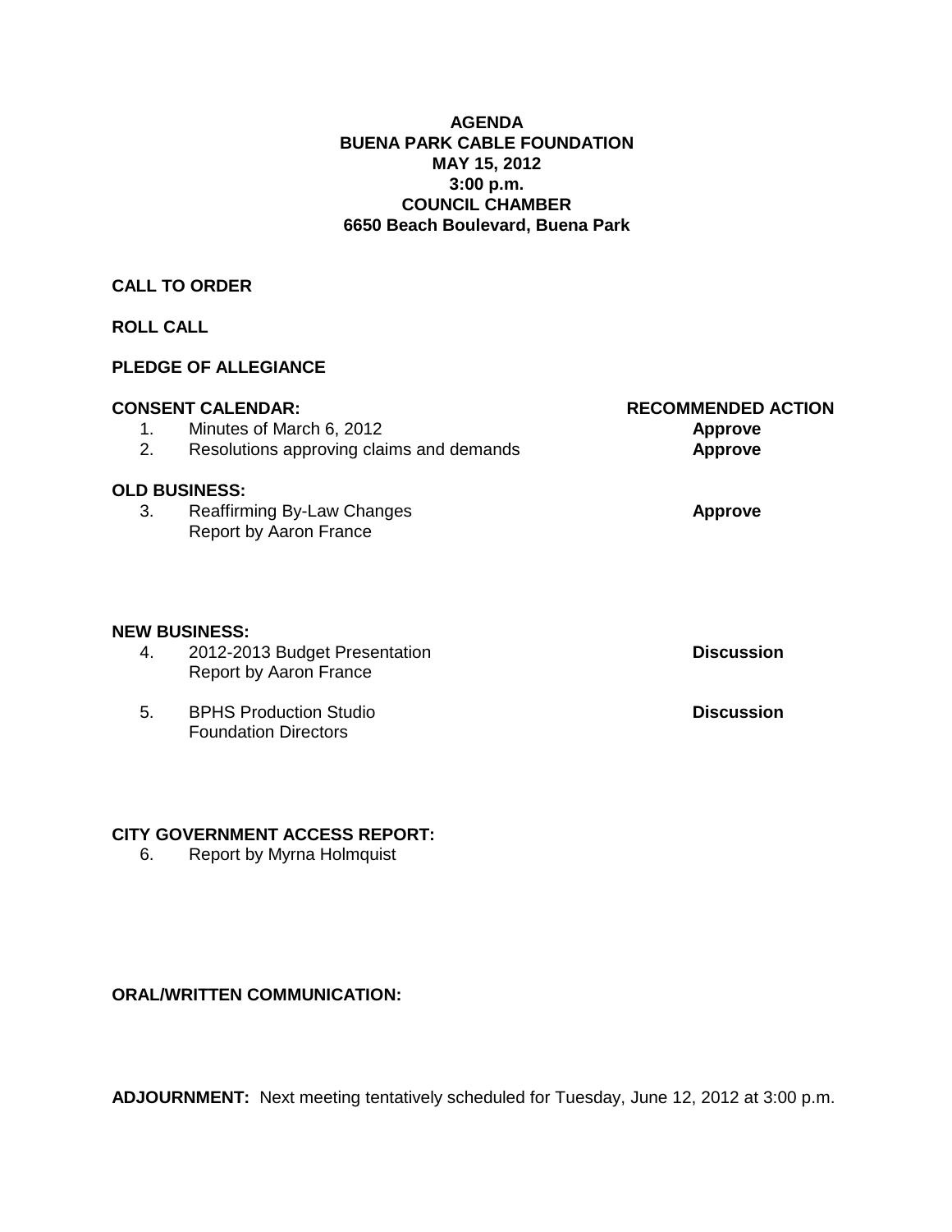**AGENDA**
**BUENA PARK CABLE FOUNDATION**
**MAY 15, 2012**
**3:00 p.m.**
**COUNCIL CHAMBER**
**6650 Beach Boulevard, Buena Park**

**CALL TO ORDER**

**ROLL CALL**

**PLEDGE OF ALLEGIANCE**

| **CONSENT CALENDAR:** | **RECOMMENDED ACTION** |
|---|---|
| 1. Minutes of March 6, 2012 | **Approve** |
| 2. Resolutions approving claims and demands | **Approve** |

**OLD BUSINESS:**

| | |
|---|---|
| 3. Reaffirming By-Law Changes<br>Report by Aaron France | **Approve** |

**NEW BUSINESS:**

| | |
|---|---|
| 4. 2012-2013 Budget Presentation<br>Report by Aaron France | **Discussion** |
| 5. BPHS Production Studio<br>Foundation Directors | **Discussion** |

**CITY GOVERNMENT ACCESS REPORT:**

6. Report by Myrna Holmquist

**ORAL/WRITTEN COMMUNICATION:**

**ADJOURNMENT:** Next meeting tentatively scheduled for Tuesday, June 12, 2012 at 3:00 p.m.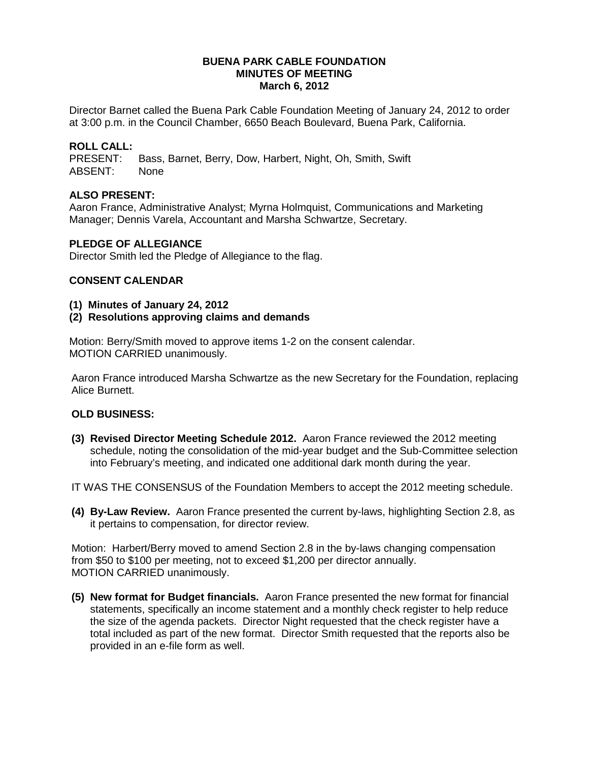# BUENA PARK CABLE FOUNDATION
## MINUTES OF MEETING
### March 6, 2012

Director Barnet called the Buena Park Cable Foundation Meeting of January 24, 2012 to order at 3:00 p.m. in the Council Chamber, 6650 Beach Boulevard, Buena Park, California.

**ROLL CALL:**
PRESENT: Bass, Barnet, Berry, Dow, Harbert, Night, Oh, Smith, Swift
ABSENT: None

**ALSO PRESENT:**
Aaron France, Administrative Analyst; Myrna Holmquist, Communications and Marketing Manager; Dennis Varela, Accountant and Marsha Schwartze, Secretary.

**PLEDGE OF ALLEGIANCE**
Director Smith led the Pledge of Allegiance to the flag.

**CONSENT CALENDAR**

**(1) Minutes of January 24, 2012**
**(2) Resolutions approving claims and demands**

Motion: Berry/Smith moved to approve items 1-2 on the consent calendar.
MOTION CARRIED unanimously.

Aaron France introduced Marsha Schwartze as the new Secretary for the Foundation, replacing Alice Burnett.

**OLD BUSINESS:**

**(3) Revised Director Meeting Schedule 2012.** Aaron France reviewed the 2012 meeting schedule, noting the consolidation of the mid-year budget and the Sub-Committee selection into February's meeting, and indicated one additional dark month during the year.

IT WAS THE CONSENSUS of the Foundation Members to accept the 2012 meeting schedule.

**(4) By-Law Review.** Aaron France presented the current by-laws, highlighting Section 2.8, as it pertains to compensation, for director review.

Motion: Harbert/Berry moved to amend Section 2.8 in the by-laws changing compensation from $50 to $100 per meeting, not to exceed $1,200 per director annually.
MOTION CARRIED unanimously.

**(5) New format for Budget financials.** Aaron France presented the new format for financial statements, specifically an income statement and a monthly check register to help reduce the size of the agenda packets. Director Night requested that the check register have a total included as part of the new format. Director Smith requested that the reports also be provided in an e-file form as well.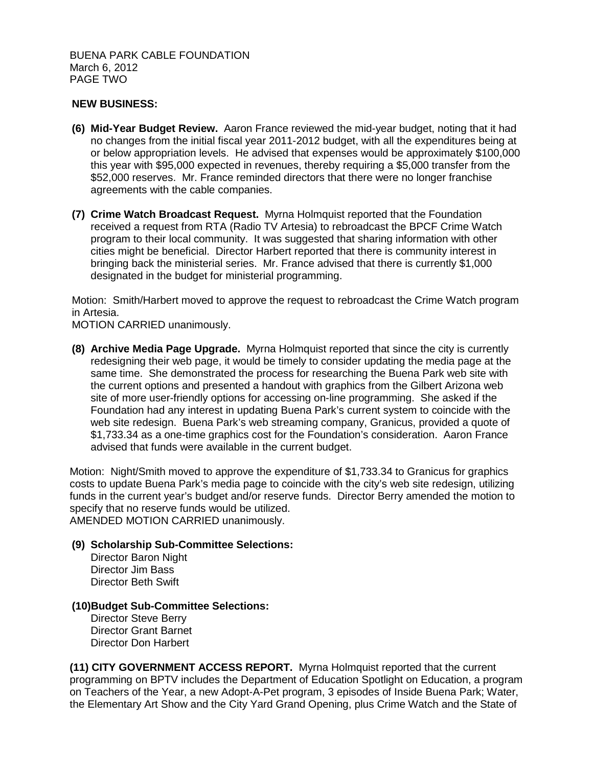**NEW BUSINESS:**

**(6) Mid-Year Budget Review.** Aaron France reviewed the mid-year budget, noting that it had no changes from the initial fiscal year 2011-2012 budget, with all the expenditures being at or below appropriation levels. He advised that expenses would be approximately $100,000 this year with $95,000 expected in revenues, thereby requiring a $5,000 transfer from the $52,000 reserves. Mr. France reminded directors that there were no longer franchise agreements with the cable companies.

**(7) Crime Watch Broadcast Request.** Myrna Holmquist reported that the Foundation received a request from RTA (Radio TV Artesia) to rebroadcast the BPCF Crime Watch program to their local community. It was suggested that sharing information with other cities might be beneficial. Director Harbert reported that there is community interest in bringing back the ministerial series. Mr. France advised that there is currently $1,000 designated in the budget for ministerial programming.

Motion: Smith/Harbert moved to approve the request to rebroadcast the Crime Watch program in Artesia.
MOTION CARRIED unanimously.

**(8) Archive Media Page Upgrade.** Myrna Holmquist reported that since the city is currently redesigning their web page, it would be timely to consider updating the media page at the same time. She demonstrated the process for researching the Buena Park web site with the current options and presented a handout with graphics from the Gilbert Arizona web site of more user-friendly options for accessing on-line programming. She asked if the Foundation had any interest in updating Buena Park's current system to coincide with the web site redesign. Buena Park's web streaming company, Granicus, provided a quote of $1,733.34 as a one-time graphics cost for the Foundation's consideration. Aaron France advised that funds were available in the current budget.

Motion: Night/Smith moved to approve the expenditure of $1,733.34 to Granicus for graphics costs to update Buena Park's media page to coincide with the city's web site redesign, utilizing funds in the current year's budget and/or reserve funds. Director Berry amended the motion to specify that no reserve funds would be utilized.
AMENDED MOTION CARRIED unanimously.

**(9) Scholarship Sub-Committee Selections:**
Director Baron Night
Director Jim Bass
Director Beth Swift

**(10) Budget Sub-Committee Selections:**
Director Steve Berry
Director Grant Barnet
Director Don Harbert

**(11) CITY GOVERNMENT ACCESS REPORT.** Myrna Holmquist reported that the current programming on BPTV includes the Department of Education Spotlight on Education, a program on Teachers of the Year, a new Adopt-A-Pet program, 3 episodes of Inside Buena Park; Water, the Elementary Art Show and the City Yard Grand Opening, plus Crime Watch and the State of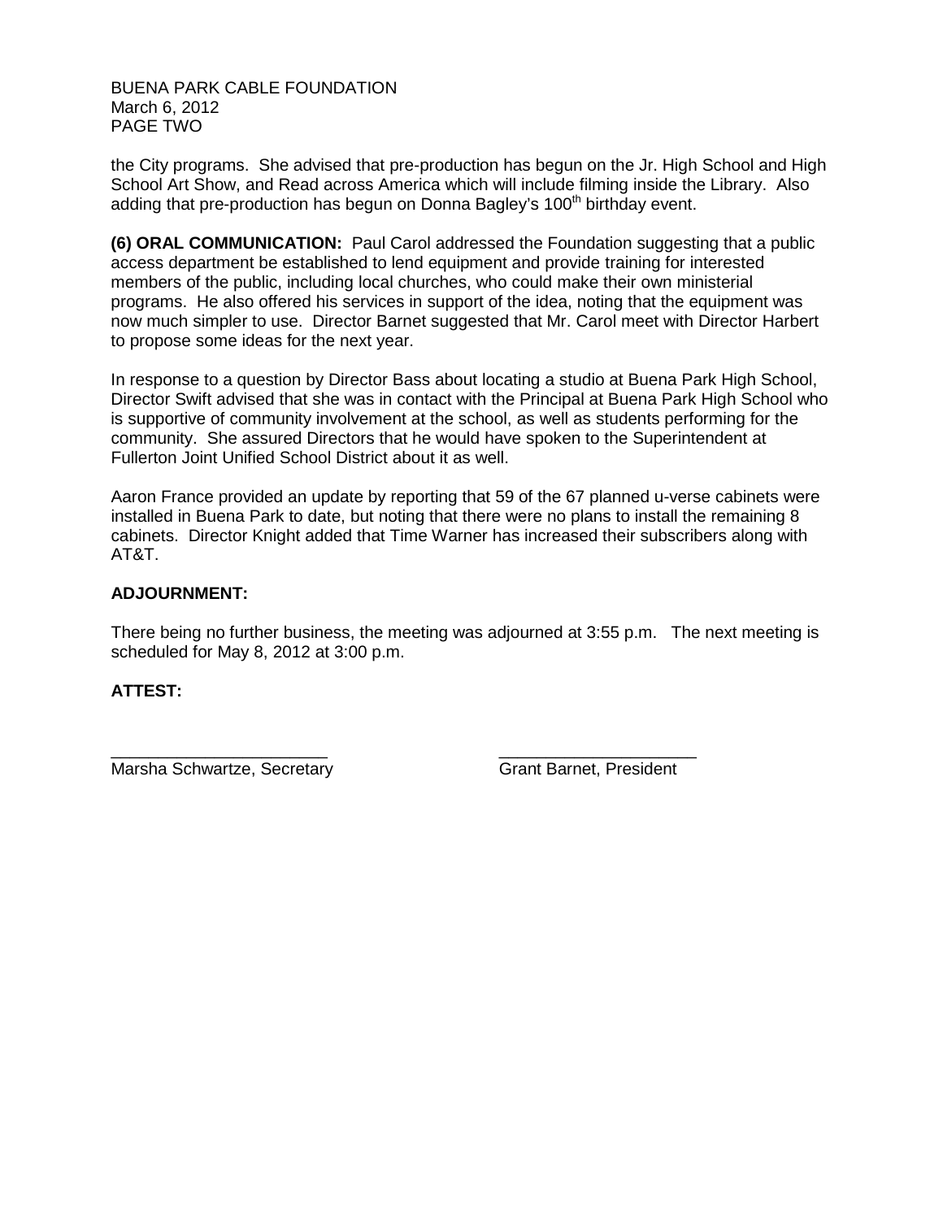the City programs. She advised that pre-production has begun on the Jr. High School and High School Art Show, and Read across America which will include filming inside the Library. Also adding that pre-production has begun on Donna Bagley's 100th birthday event.

**(6) ORAL COMMUNICATION:** Paul Carol addressed the Foundation suggesting that a public access department be established to lend equipment and provide training for interested members of the public, including local churches, who could make their own ministerial programs. He also offered his services in support of the idea, noting that the equipment was now much simpler to use. Director Barnet suggested that Mr. Carol meet with Director Harbert to propose some ideas for the next year.

In response to a question by Director Bass about locating a studio at Buena Park High School, Director Swift advised that she was in contact with the Principal at Buena Park High School who is supportive of community involvement at the school, as well as students performing for the community. She assured Directors that he would have spoken to the Superintendent at Fullerton Joint Unified School District about it as well.

Aaron France provided an update by reporting that 59 of the 67 planned u-verse cabinets were installed in Buena Park to date, but noting that there were no plans to install the remaining 8 cabinets. Director Knight added that Time Warner has increased their subscribers along with AT&T.

**ADJOURNMENT:**

There being no further business, the meeting was adjourned at 3:55 p.m. The next meeting is scheduled for May 8, 2012 at 3:00 p.m.

**ATTEST:**

_______________________ Marsha Schwartze, Secretary

_______________________ Grant Barnet, President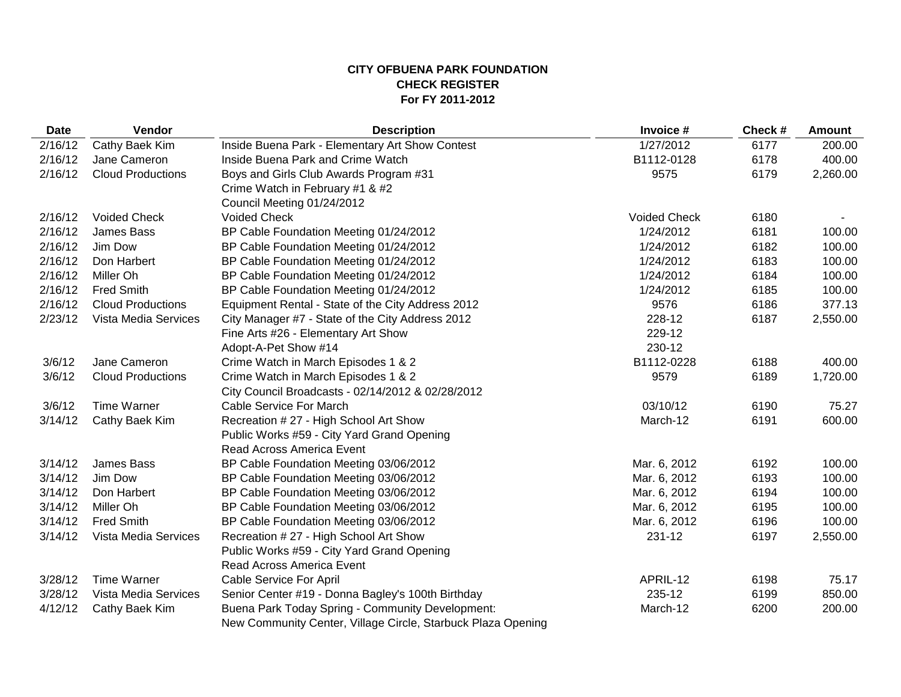**CITY OFBUENA PARK FOUNDATION**
**CHECK REGISTER**
**For FY 2011-2012**

| Date | Vendor | Description | Invoice # | Check # | Amount |
|---|---|---|---|---|---|
| 2/16/12 | Cathy Baek Kim | Inside Buena Park - Elementary Art Show Contest | 1/27/2012 | 6177 | 200.00 |
| 2/16/12 | Jane Cameron | Inside Buena Park and Crime Watch | B1112-0128 | 6178 | 400.00 |
| 2/16/12 | Cloud Productions | Boys and Girls Club Awards Program #31 | 9575 | 6179 | 2,260.00 |
| | | Crime Watch in February #1 & #2 | | | |
| | | Council Meeting 01/24/2012 | | | |
| 2/16/12 | Voided Check | Voided Check | Voided Check | 6180 | - |
| 2/16/12 | James Bass | BP Cable Foundation Meeting 01/24/2012 | 1/24/2012 | 6181 | 100.00 |
| 2/16/12 | Jim Dow | BP Cable Foundation Meeting 01/24/2012 | 1/24/2012 | 6182 | 100.00 |
| 2/16/12 | Don Harbert | BP Cable Foundation Meeting 01/24/2012 | 1/24/2012 | 6183 | 100.00 |
| 2/16/12 | Miller Oh | BP Cable Foundation Meeting 01/24/2012 | 1/24/2012 | 6184 | 100.00 |
| 2/16/12 | Fred Smith | BP Cable Foundation Meeting 01/24/2012 | 1/24/2012 | 6185 | 100.00 |
| 2/16/12 | Cloud Productions | Equipment Rental - State of the City Address 2012 | 9576 | 6186 | 377.13 |
| 2/23/12 | Vista Media Services | City Manager #7 - State of the City Address 2012 | 228-12 | 6187 | 2,550.00 |
| | | Fine Arts #26 - Elementary Art Show | 229-12 | | |
| | | Adopt-A-Pet Show #14 | 230-12 | | |
| 3/6/12 | Jane Cameron | Crime Watch in March Episodes 1 & 2 | B1112-0228 | 6188 | 400.00 |
| 3/6/12 | Cloud Productions | Crime Watch in March Episodes 1 & 2 | 9579 | 6189 | 1,720.00 |
| | | City Council Broadcasts - 02/14/2012 & 02/28/2012 | | | |
| 3/6/12 | Time Warner | Cable Service For March | 03/10/12 | 6190 | 75.27 |
| 3/14/12 | Cathy Baek Kim | Recreation # 27 - High School Art Show | March-12 | 6191 | 600.00 |
| | | Public Works #59 - City Yard Grand Opening | | | |
| | | Read Across America Event | | | |
| 3/14/12 | James Bass | BP Cable Foundation Meeting 03/06/2012 | Mar. 6, 2012 | 6192 | 100.00 |
| 3/14/12 | Jim Dow | BP Cable Foundation Meeting 03/06/2012 | Mar. 6, 2012 | 6193 | 100.00 |
| 3/14/12 | Don Harbert | BP Cable Foundation Meeting 03/06/2012 | Mar. 6, 2012 | 6194 | 100.00 |
| 3/14/12 | Miller Oh | BP Cable Foundation Meeting 03/06/2012 | Mar. 6, 2012 | 6195 | 100.00 |
| 3/14/12 | Fred Smith | BP Cable Foundation Meeting 03/06/2012 | Mar. 6, 2012 | 6196 | 100.00 |
| 3/14/12 | Vista Media Services | Recreation # 27 - High School Art Show | 231-12 | 6197 | 2,550.00 |
| | | Public Works #59 - City Yard Grand Opening | | | |
| | | Read Across America Event | | | |
| 3/28/12 | Time Warner | Cable Service For April | APRIL-12 | 6198 | 75.17 |
| 3/28/12 | Vista Media Services | Senior Center #19 - Donna Bagley's 100th Birthday | 235-12 | 6199 | 850.00 |
| 4/12/12 | Cathy Baek Kim | Buena Park Today Spring - Community Development: | March-12 | 6200 | 200.00 |
| | | New Community Center, Village Circle, Starbuck Plaza Opening | | | |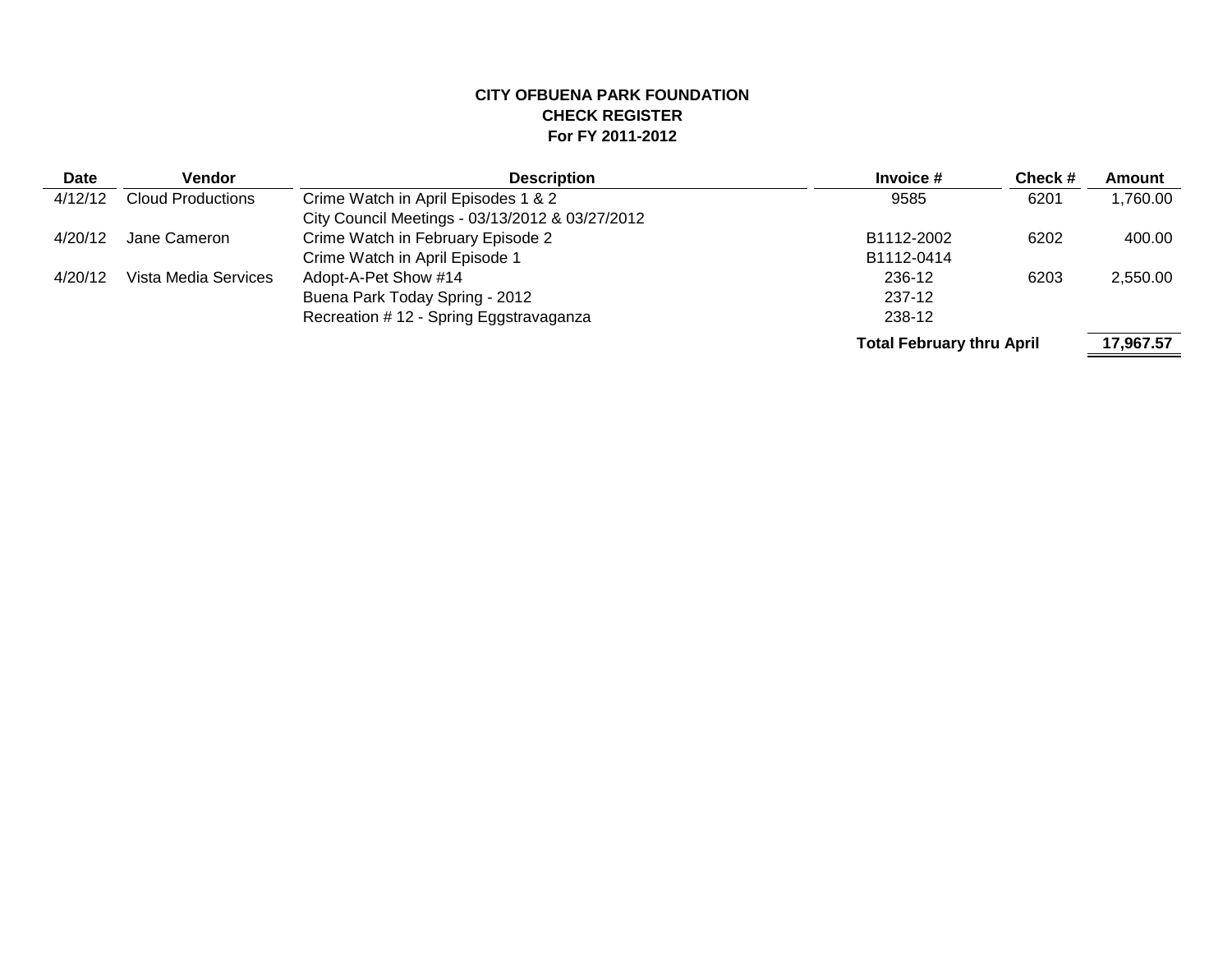**CITY OFBUENA PARK FOUNDATION**
**CHECK REGISTER**
**For FY 2011-2012**

| Date | Vendor | Description | Invoice # | Check # | Amount |
|---|---|---|---|---|---|
| 4/12/12 | Cloud Productions | Crime Watch in April Episodes 1 & 2 | 9585 | 6201 | 1,760.00 |
| | | City Council Meetings - 03/13/2012 & 03/27/2012 | | | |
| 4/20/12 | Jane Cameron | Crime Watch in February Episode 2 | B1112-2002 | 6202 | 400.00 |
| | | Crime Watch in April Episode 1 | B1112-0414 | | |
| 4/20/12 | Vista Media Services | Adopt-A-Pet Show #14 | 236-12 | 6203 | 2,550.00 |
| | | Buena Park Today Spring - 2012 | 237-12 | | |
| | | Recreation # 12 - Spring Eggstravaganza | 238-12 | | |
| | | | **Total February thru April** | | **17,967.57** |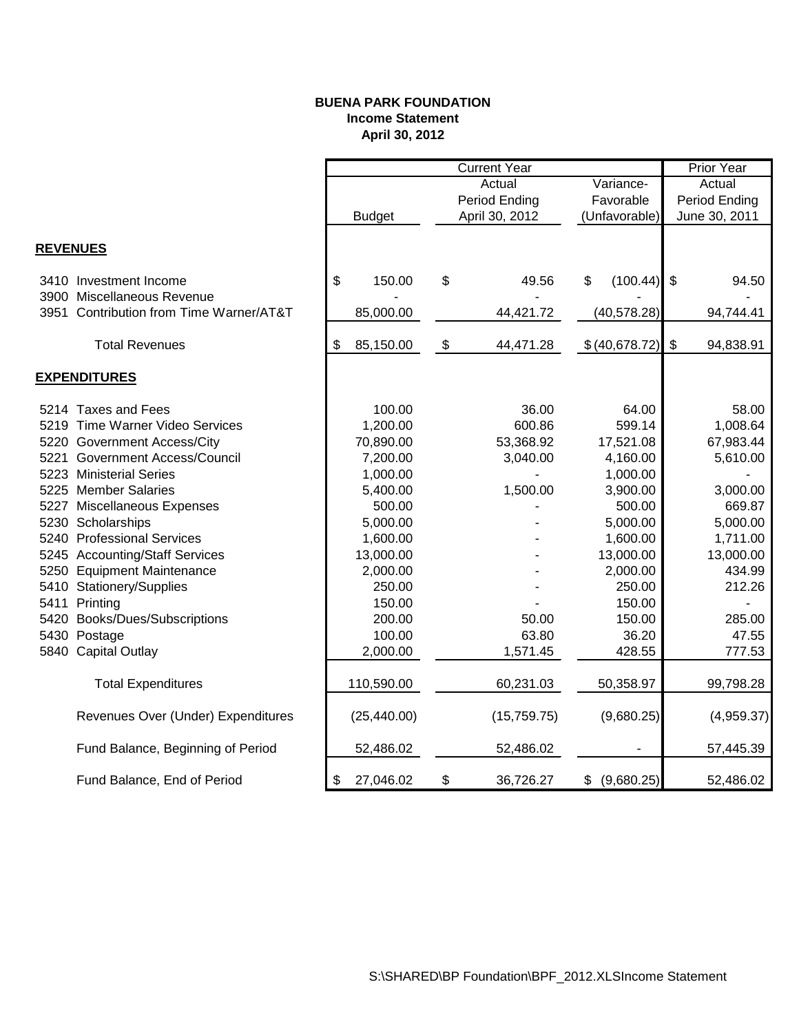**BUENA PARK FOUNDATION**
**Income Statement**
**April 30, 2012**

| | Current Year | | | Prior Year |
|---|---|---|---|---|
| | Budget | Actual Period Ending April 30, 2012 | Variance-Favorable (Unfavorable) | Actual Period Ending June 30, 2011 |
| **REVENUES** | | | | |
| 3410 Investment Income | $ 150.00 | $ 49.56 | $ (100.44) | $ 94.50 |
| 3900 Miscellaneous Revenue | - | - | - | - |
| 3951 Contribution from Time Warner/AT&T | 85,000.00 | 44,421.72 | (40,578.28) | 94,744.41 |
| Total Revenues | $ 85,150.00 | $ 44,471.28 | $ (40,678.72) | $ 94,838.91 |
| **EXPENDITURES** | | | | |
| 5214 Taxes and Fees | 100.00 | 36.00 | 64.00 | 58.00 |
| 5219 Time Warner Video Services | 1,200.00 | 600.86 | 599.14 | 1,008.64 |
| 5220 Government Access/City | 70,890.00 | 53,368.92 | 17,521.08 | 67,983.44 |
| 5221 Government Access/Council | 7,200.00 | 3,040.00 | 4,160.00 | 5,610.00 |
| 5223 Ministerial Series | 1,000.00 | - | 1,000.00 | - |
| 5225 Member Salaries | 5,400.00 | 1,500.00 | 3,900.00 | 3,000.00 |
| 5227 Miscellaneous Expenses | 500.00 | - | 500.00 | 669.87 |
| 5230 Scholarships | 5,000.00 | - | 5,000.00 | 5,000.00 |
| 5240 Professional Services | 1,600.00 | - | 1,600.00 | 1,711.00 |
| 5245 Accounting/Staff Services | 13,000.00 | - | 13,000.00 | 13,000.00 |
| 5250 Equipment Maintenance | 2,000.00 | - | 2,000.00 | 434.99 |
| 5410 Stationery/Supplies | 250.00 | - | 250.00 | 212.26 |
| 5411 Printing | 150.00 | - | 150.00 | - |
| 5420 Books/Dues/Subscriptions | 200.00 | 50.00 | 150.00 | 285.00 |
| 5430 Postage | 100.00 | 63.80 | 36.20 | 47.55 |
| 5840 Capital Outlay | 2,000.00 | 1,571.45 | 428.55 | 777.53 |
| Total Expenditures | 110,590.00 | 60,231.03 | 50,358.97 | 99,798.28 |
| Revenues Over (Under) Expenditures | (25,440.00) | (15,759.75) | (9,680.25) | (4,959.37) |
| Fund Balance, Beginning of Period | 52,486.02 | 52,486.02 | - | 57,445.39 |
| Fund Balance, End of Period | $ 27,046.02 | $ 36,726.27 | $ (9,680.25) | 52,486.02 |

S:\SHARED\BP Foundation\BPF_2012.XLSIncome Statement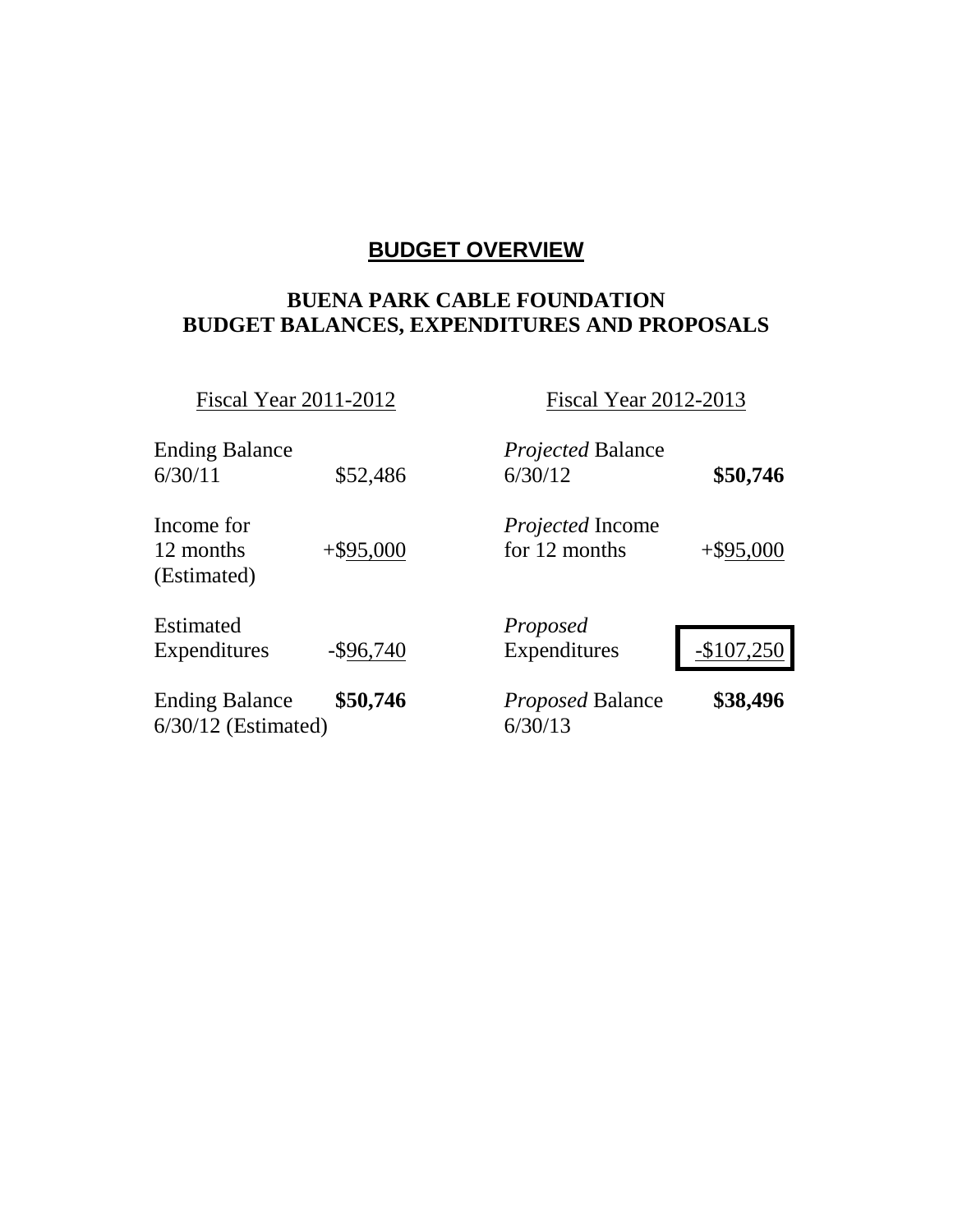# BUDGET OVERVIEW

## BUENA PARK CABLE FOUNDATION
## BUDGET BALANCES, EXPENDITURES AND PROPOSALS

| Fiscal Year 2011-2012 | | Fiscal Year 2012-2013 | |
|---|---|---|---|
| Ending Balance 6/30/11 | $52,486 | *Projected* Balance 6/30/12 | **$50,746** |
| Income for 12 months (Estimated) | +$95,000 | *Projected* Income for 12 months | +$95,000 |
| Estimated Expenditures | -$96,740 | *Proposed* Expenditures | -$107,250 |
| Ending Balance 6/30/12 (Estimated) | **$50,746** | *Proposed* Balance 6/30/13 | **$38,496** |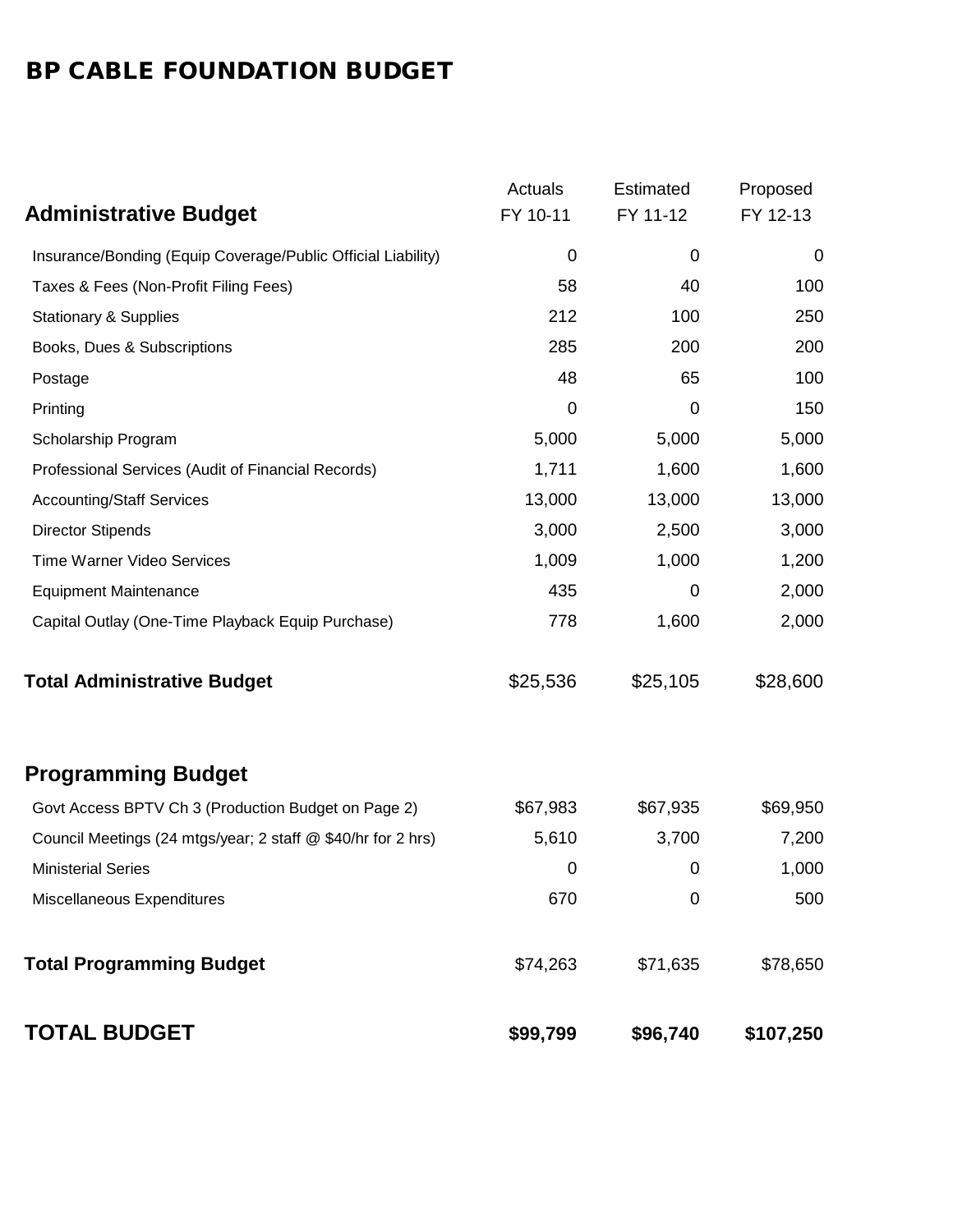# BP CABLE FOUNDATION BUDGET

| Administrative Budget | Actuals FY 10-11 | Estimated FY 11-12 | Proposed FY 12-13 |
|---|---|---|---|
| Insurance/Bonding (Equip Coverage/Public Official Liability) | 0 | 0 | 0 |
| Taxes & Fees (Non-Profit Filing Fees) | 58 | 40 | 100 |
| Stationary & Supplies | 212 | 100 | 250 |
| Books, Dues & Subscriptions | 285 | 200 | 200 |
| Postage | 48 | 65 | 100 |
| Printing | 0 | 0 | 150 |
| Scholarship Program | 5,000 | 5,000 | 5,000 |
| Professional Services (Audit of Financial Records) | 1,711 | 1,600 | 1,600 |
| Accounting/Staff Services | 13,000 | 13,000 | 13,000 |
| Director Stipends | 3,000 | 2,500 | 3,000 |
| Time Warner Video Services | 1,009 | 1,000 | 1,200 |
| Equipment Maintenance | 435 | 0 | 2,000 |
| Capital Outlay (One-Time Playback Equip Purchase) | 778 | 1,600 | 2,000 |
| **Total Administrative Budget** | $25,536 | $25,105 | $28,600 |
| **Programming Budget** | | | |
| Govt Access BPTV Ch 3 (Production Budget on Page 2) | $67,983 | $67,935 | $69,950 |
| Council Meetings (24 mtgs/year; 2 staff @ $40/hr for 2 hrs) | 5,610 | 3,700 | 7,200 |
| Ministerial Series | 0 | 0 | 1,000 |
| Miscellaneous Expenditures | 670 | 0 | 500 |
| **Total Programming Budget** | $74,263 | $71,635 | $78,650 |
| **TOTAL BUDGET** | **$99,799** | **$96,740** | **$107,250** |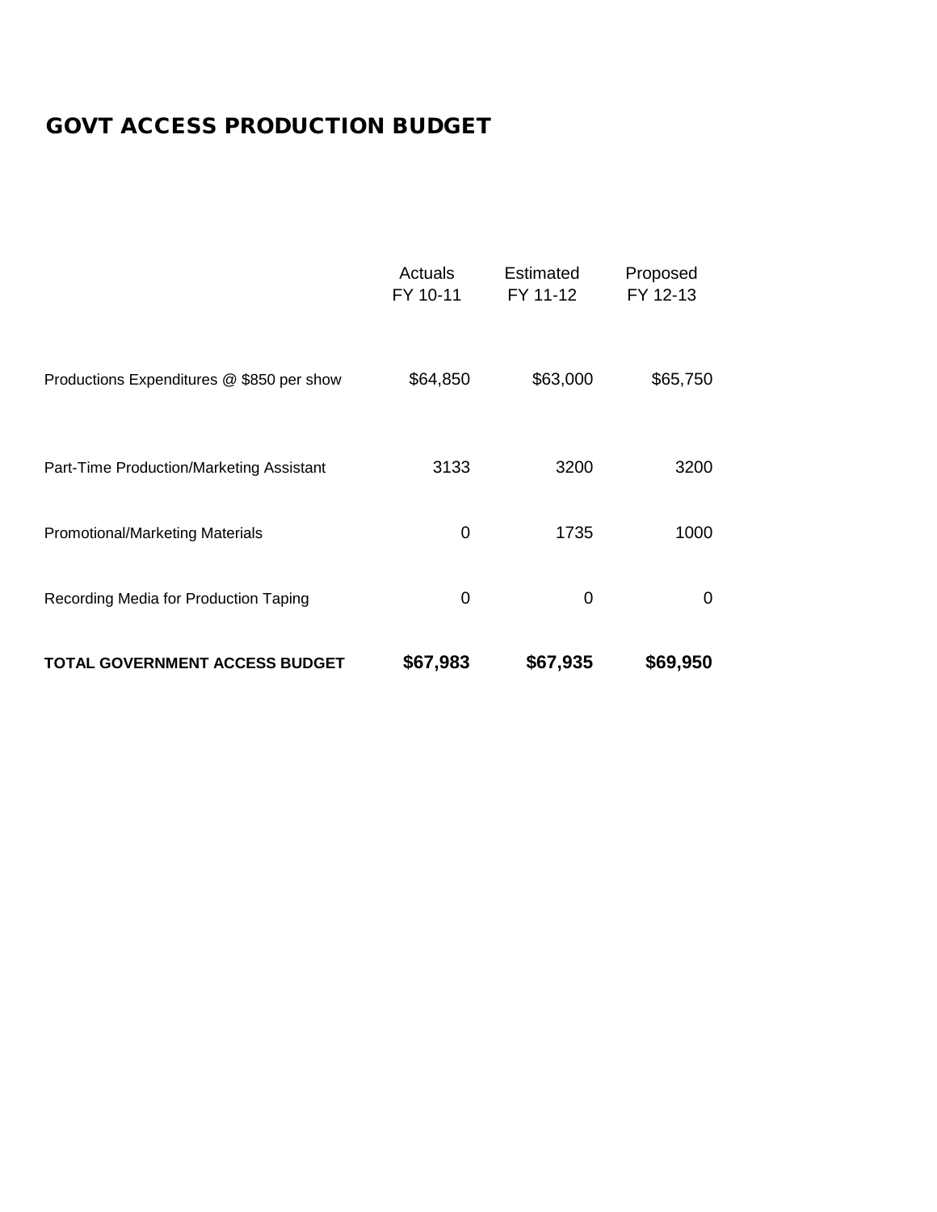# GOVT ACCESS PRODUCTION BUDGET

| | Actuals FY 10-11 | Estimated FY 11-12 | Proposed FY 12-13 |
|---|---|---|---|
| Productions Expenditures @ $850 per show | $64,850 | $63,000 | $65,750 |
| Part-Time Production/Marketing Assistant | 3133 | 3200 | 3200 |
| Promotional/Marketing Materials | 0 | 1735 | 1000 |
| Recording Media for Production Taping | 0 | 0 | 0 |
| **TOTAL GOVERNMENT ACCESS BUDGET** | **$67,983** | **$67,935** | **$69,950** |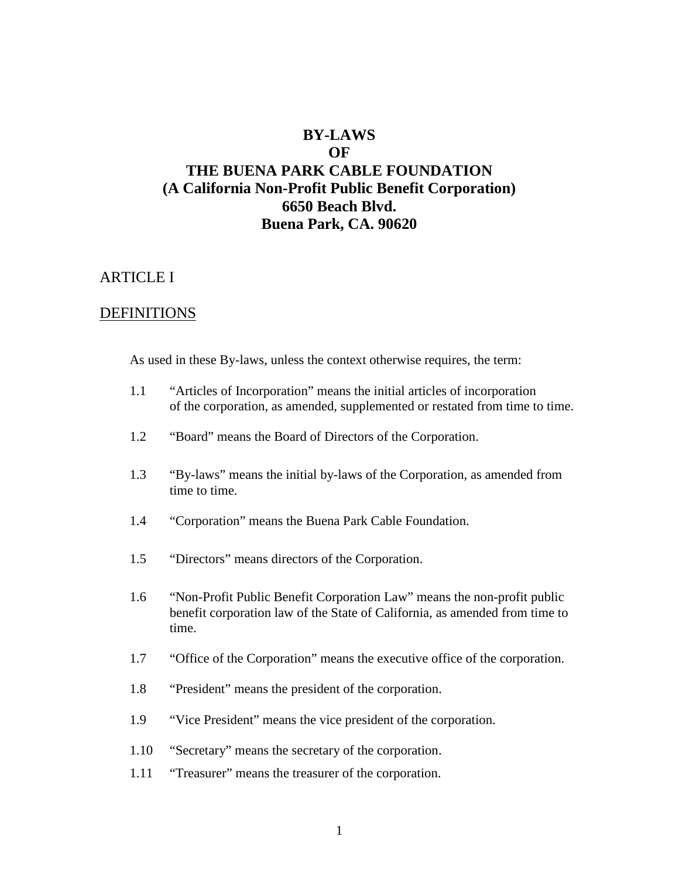# BY-LAWS
# OF
# THE BUENA PARK CABLE FOUNDATION
# (A California Non-Profit Public Benefit Corporation)
# 6650 Beach Blvd.
# Buena Park, CA. 90620

## ARTICLE I

## DEFINITIONS

As used in these By-laws, unless the context otherwise requires, the term:

1.1 "Articles of Incorporation" means the initial articles of incorporation of the corporation, as amended, supplemented or restated from time to time.

1.2 "Board" means the Board of Directors of the Corporation.

1.3 "By-laws" means the initial by-laws of the Corporation, as amended from time to time.

1.4 "Corporation" means the Buena Park Cable Foundation.

1.5 "Directors" means directors of the Corporation.

1.6 "Non-Profit Public Benefit Corporation Law" means the non-profit public benefit corporation law of the State of California, as amended from time to time.

1.7 "Office of the Corporation" means the executive office of the corporation.

1.8 "President" means the president of the corporation.

1.9 "Vice President" means the vice president of the corporation.

1.10 "Secretary" means the secretary of the corporation.

1.11 "Treasurer" means the treasurer of the corporation.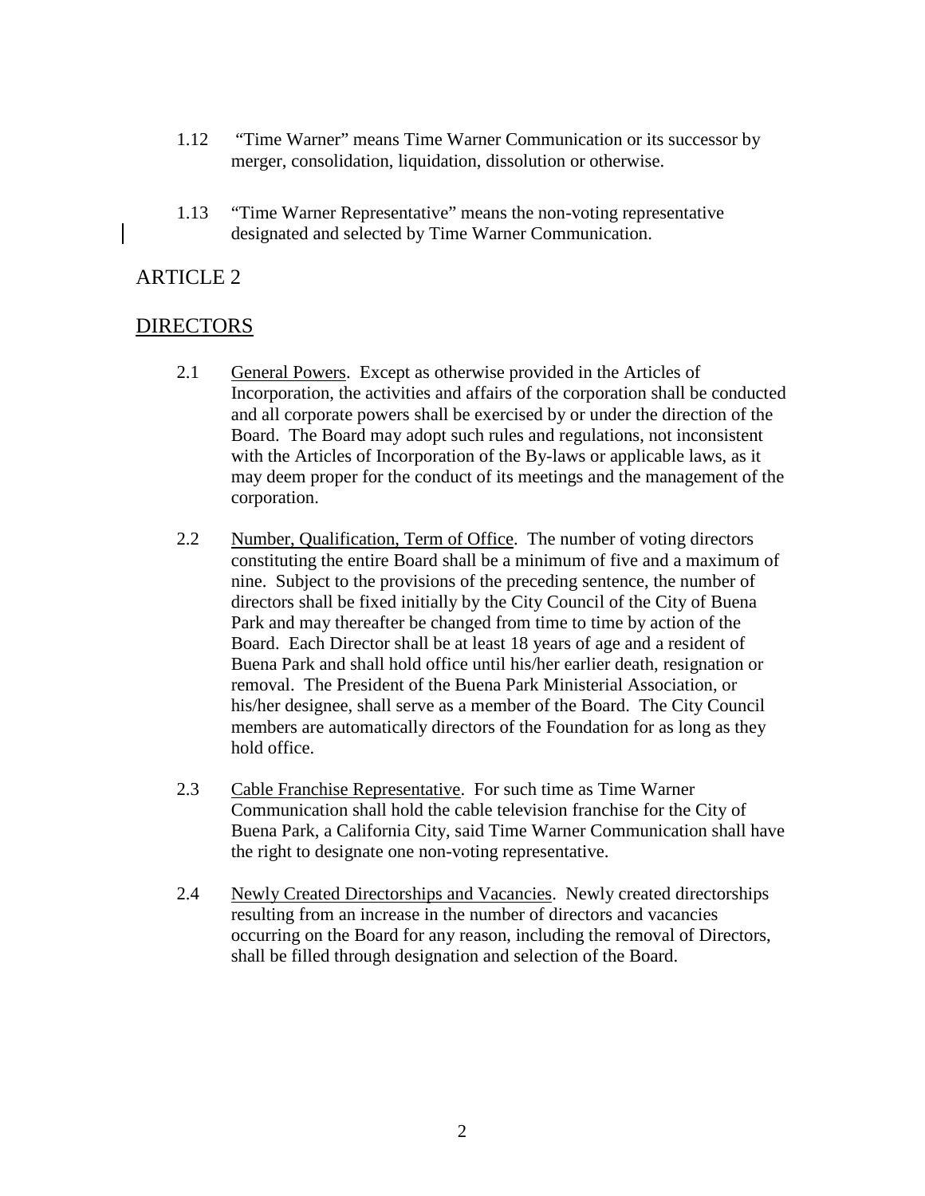1.12 "Time Warner" means Time Warner Communication or its successor by merger, consolidation, liquidation, dissolution or otherwise.

1.13 "Time Warner Representative" means the non-voting representative designated and selected by Time Warner Communication.

# ARTICLE 2

## DIRECTORS

2.1 General Powers. Except as otherwise provided in the Articles of Incorporation, the activities and affairs of the corporation shall be conducted and all corporate powers shall be exercised by or under the direction of the Board. The Board may adopt such rules and regulations, not inconsistent with the Articles of Incorporation of the By-laws or applicable laws, as it may deem proper for the conduct of its meetings and the management of the corporation.

2.2 Number, Qualification, Term of Office. The number of voting directors constituting the entire Board shall be a minimum of five and a maximum of nine. Subject to the provisions of the preceding sentence, the number of directors shall be fixed initially by the City Council of the City of Buena Park and may thereafter be changed from time to time by action of the Board. Each Director shall be at least 18 years of age and a resident of Buena Park and shall hold office until his/her earlier death, resignation or removal. The President of the Buena Park Ministerial Association, or his/her designee, shall serve as a member of the Board. The City Council members are automatically directors of the Foundation for as long as they hold office.

2.3 Cable Franchise Representative. For such time as Time Warner Communication shall hold the cable television franchise for the City of Buena Park, a California City, said Time Warner Communication shall have the right to designate one non-voting representative.

2.4 Newly Created Directorships and Vacancies. Newly created directorships resulting from an increase in the number of directors and vacancies occurring on the Board for any reason, including the removal of Directors, shall be filled through designation and selection of the Board.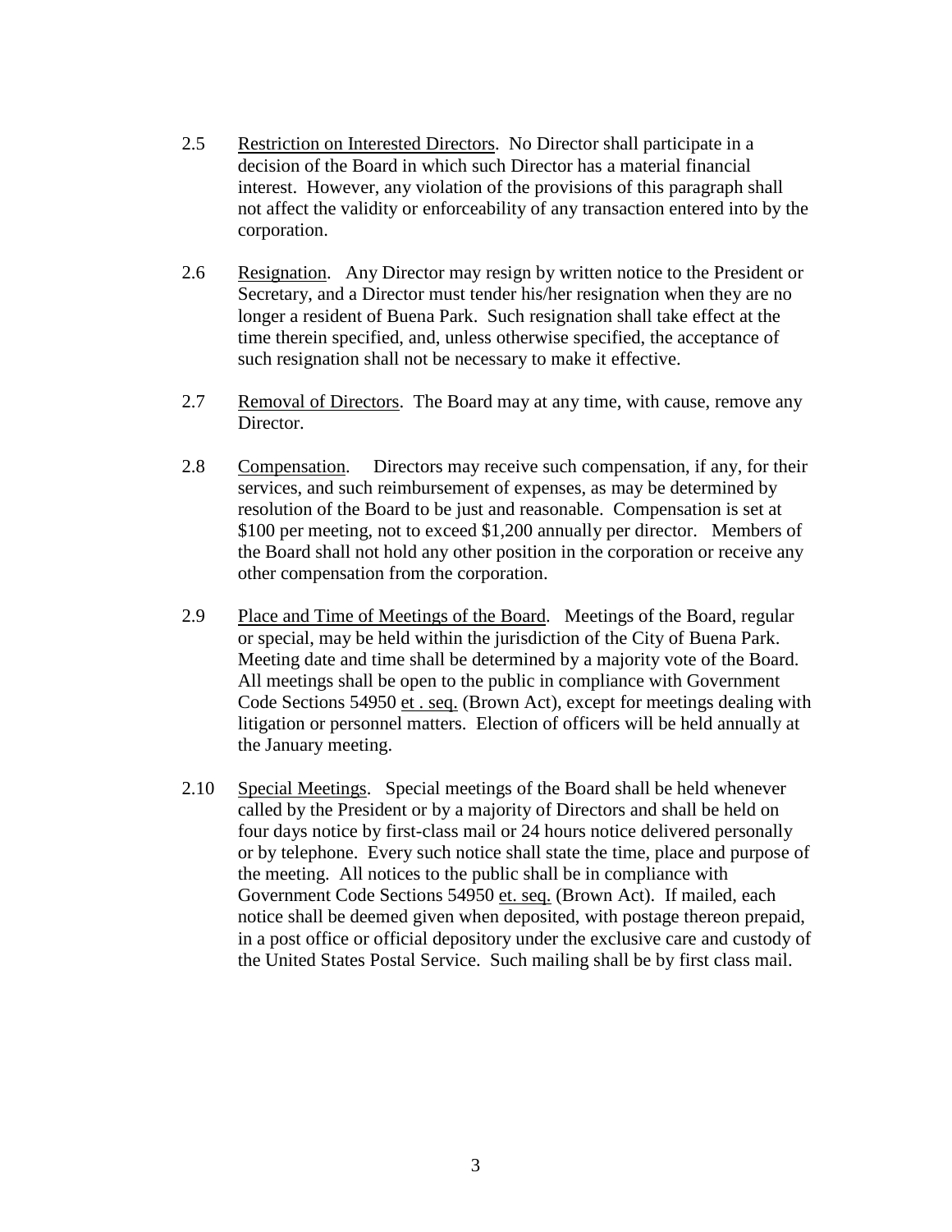2.5 Restriction on Interested Directors. No Director shall participate in a decision of the Board in which such Director has a material financial interest. However, any violation of the provisions of this paragraph shall not affect the validity or enforceability of any transaction entered into by the corporation.

2.6 Resignation. Any Director may resign by written notice to the President or Secretary, and a Director must tender his/her resignation when they are no longer a resident of Buena Park. Such resignation shall take effect at the time therein specified, and, unless otherwise specified, the acceptance of such resignation shall not be necessary to make it effective.

2.7 Removal of Directors. The Board may at any time, with cause, remove any Director.

2.8 Compensation. Directors may receive such compensation, if any, for their services, and such reimbursement of expenses, as may be determined by resolution of the Board to be just and reasonable. Compensation is set at \$100 per meeting, not to exceed \$1,200 annually per director. Members of the Board shall not hold any other position in the corporation or receive any other compensation from the corporation.

2.9 Place and Time of Meetings of the Board. Meetings of the Board, regular or special, may be held within the jurisdiction of the City of Buena Park. Meeting date and time shall be determined by a majority vote of the Board. All meetings shall be open to the public in compliance with Government Code Sections 54950 et . seq. (Brown Act), except for meetings dealing with litigation or personnel matters. Election of officers will be held annually at the January meeting.

2.10 Special Meetings. Special meetings of the Board shall be held whenever called by the President or by a majority of Directors and shall be held on four days notice by first-class mail or 24 hours notice delivered personally or by telephone. Every such notice shall state the time, place and purpose of the meeting. All notices to the public shall be in compliance with Government Code Sections 54950 et. seq. (Brown Act). If mailed, each notice shall be deemed given when deposited, with postage thereon prepaid, in a post office or official depository under the exclusive care and custody of the United States Postal Service. Such mailing shall be by first class mail.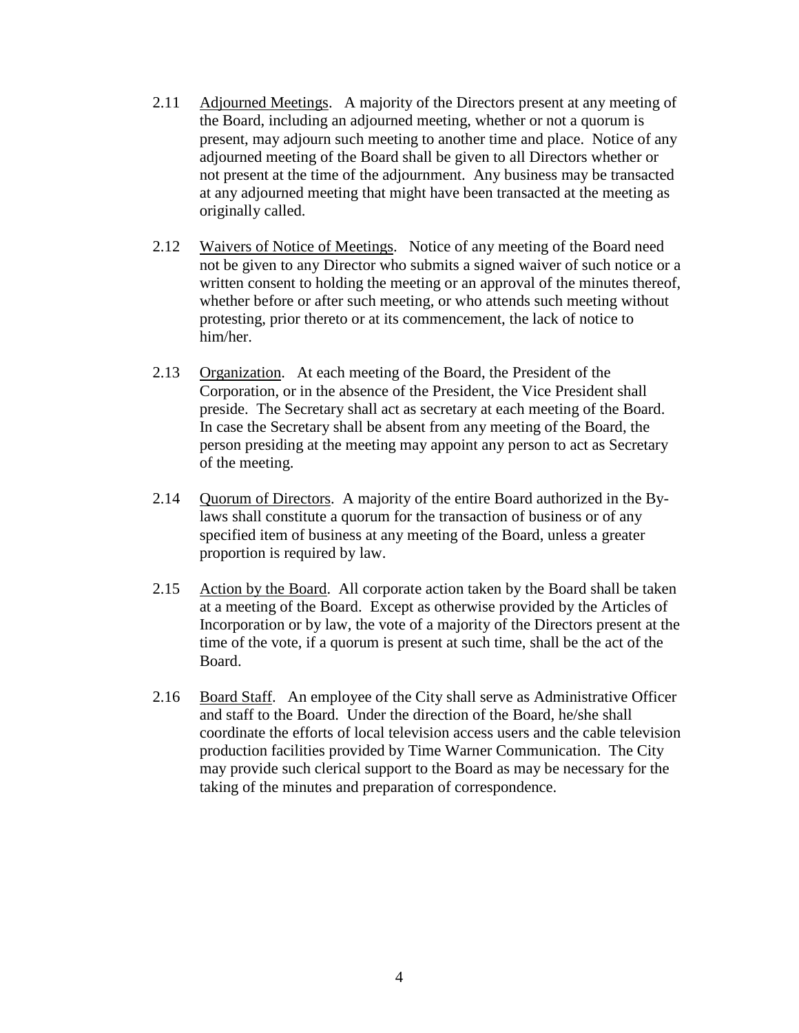2.11 Adjourned Meetings. A majority of the Directors present at any meeting of the Board, including an adjourned meeting, whether or not a quorum is present, may adjourn such meeting to another time and place. Notice of any adjourned meeting of the Board shall be given to all Directors whether or not present at the time of the adjournment. Any business may be transacted at any adjourned meeting that might have been transacted at the meeting as originally called.

2.12 Waivers of Notice of Meetings. Notice of any meeting of the Board need not be given to any Director who submits a signed waiver of such notice or a written consent to holding the meeting or an approval of the minutes thereof, whether before or after such meeting, or who attends such meeting without protesting, prior thereto or at its commencement, the lack of notice to him/her.

2.13 Organization. At each meeting of the Board, the President of the Corporation, or in the absence of the President, the Vice President shall preside. The Secretary shall act as secretary at each meeting of the Board. In case the Secretary shall be absent from any meeting of the Board, the person presiding at the meeting may appoint any person to act as Secretary of the meeting.

2.14 Quorum of Directors. A majority of the entire Board authorized in the By-laws shall constitute a quorum for the transaction of business or of any specified item of business at any meeting of the Board, unless a greater proportion is required by law.

2.15 Action by the Board. All corporate action taken by the Board shall be taken at a meeting of the Board. Except as otherwise provided by the Articles of Incorporation or by law, the vote of a majority of the Directors present at the time of the vote, if a quorum is present at such time, shall be the act of the Board.

2.16 Board Staff. An employee of the City shall serve as Administrative Officer and staff to the Board. Under the direction of the Board, he/she shall coordinate the efforts of local television access users and the cable television production facilities provided by Time Warner Communication. The City may provide such clerical support to the Board as may be necessary for the taking of the minutes and preparation of correspondence.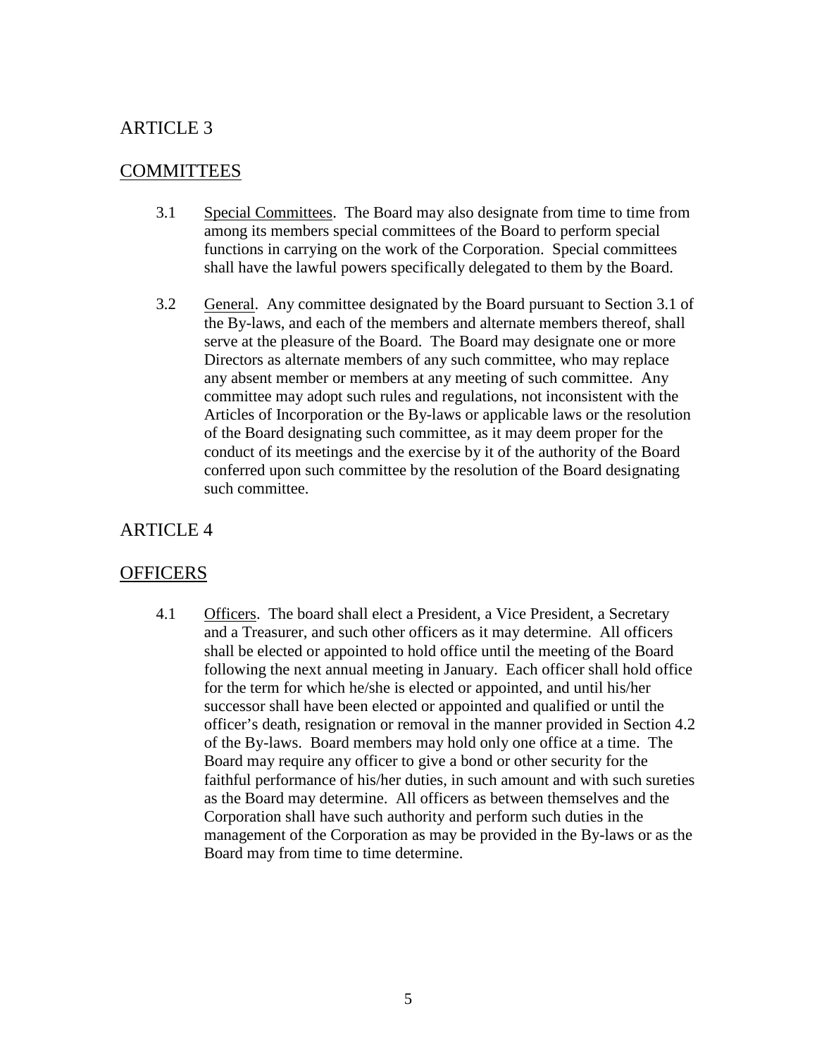# ARTICLE 3

## COMMITTEES

3.1 Special Committees. The Board may also designate from time to time from among its members special committees of the Board to perform special functions in carrying on the work of the Corporation. Special committees shall have the lawful powers specifically delegated to them by the Board.

3.2 General. Any committee designated by the Board pursuant to Section 3.1 of the By-laws, and each of the members and alternate members thereof, shall serve at the pleasure of the Board. The Board may designate one or more Directors as alternate members of any such committee, who may replace any absent member or members at any meeting of such committee. Any committee may adopt such rules and regulations, not inconsistent with the Articles of Incorporation or the By-laws or applicable laws or the resolution of the Board designating such committee, as it may deem proper for the conduct of its meetings and the exercise by it of the authority of the Board conferred upon such committee by the resolution of the Board designating such committee.

# ARTICLE 4

## OFFICERS

4.1 Officers. The board shall elect a President, a Vice President, a Secretary and a Treasurer, and such other officers as it may determine. All officers shall be elected or appointed to hold office until the meeting of the Board following the next annual meeting in January. Each officer shall hold office for the term for which he/she is elected or appointed, and until his/her successor shall have been elected or appointed and qualified or until the officer's death, resignation or removal in the manner provided in Section 4.2 of the By-laws. Board members may hold only one office at a time. The Board may require any officer to give a bond or other security for the faithful performance of his/her duties, in such amount and with such sureties as the Board may determine. All officers as between themselves and the Corporation shall have such authority and perform such duties in the management of the Corporation as may be provided in the By-laws or as the Board may from time to time determine.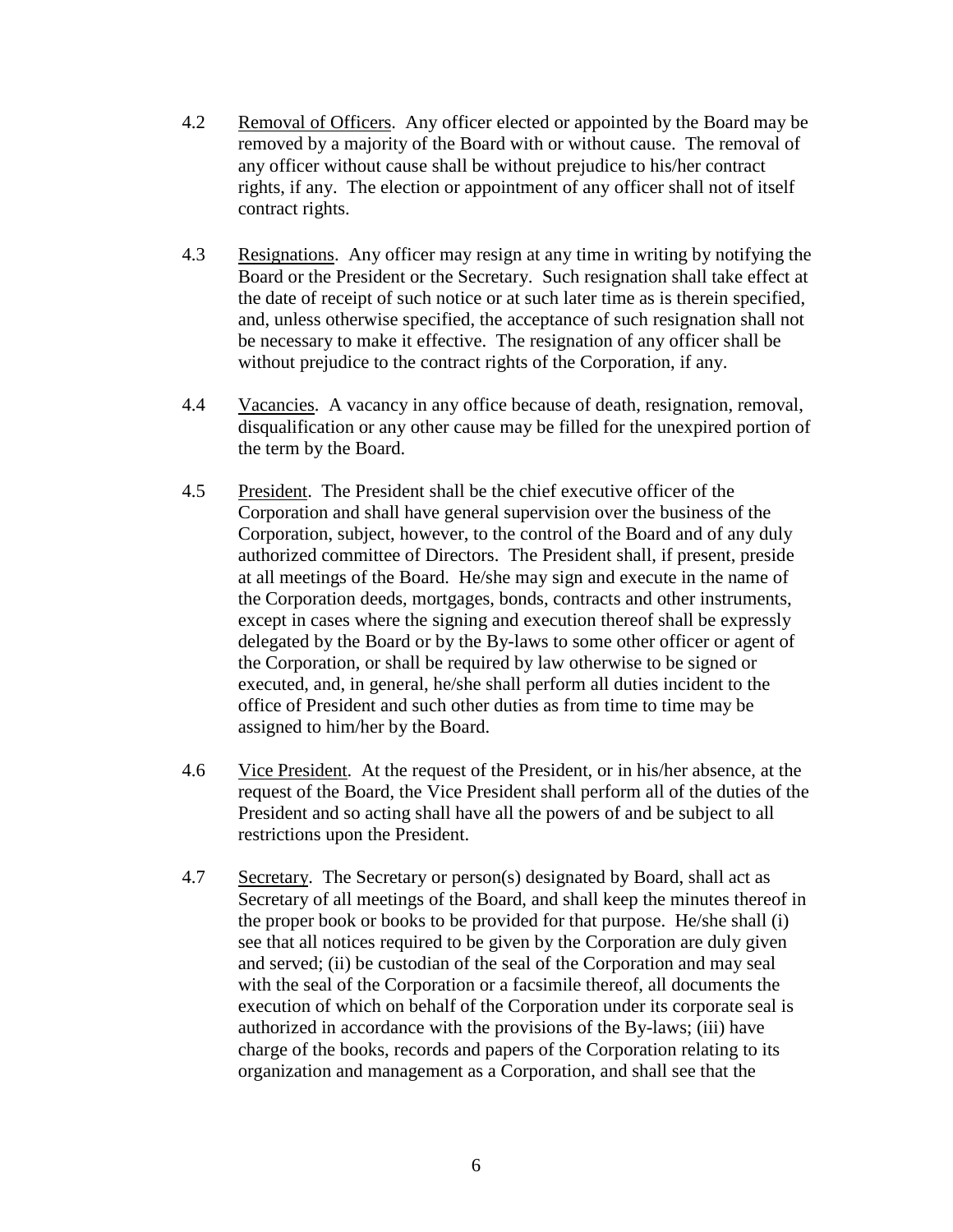4.2 Removal of Officers. Any officer elected or appointed by the Board may be removed by a majority of the Board with or without cause. The removal of any officer without cause shall be without prejudice to his/her contract rights, if any. The election or appointment of any officer shall not of itself contract rights.

4.3 Resignations. Any officer may resign at any time in writing by notifying the Board or the President or the Secretary. Such resignation shall take effect at the date of receipt of such notice or at such later time as is therein specified, and, unless otherwise specified, the acceptance of such resignation shall not be necessary to make it effective. The resignation of any officer shall be without prejudice to the contract rights of the Corporation, if any.

4.4 Vacancies. A vacancy in any office because of death, resignation, removal, disqualification or any other cause may be filled for the unexpired portion of the term by the Board.

4.5 President. The President shall be the chief executive officer of the Corporation and shall have general supervision over the business of the Corporation, subject, however, to the control of the Board and of any duly authorized committee of Directors. The President shall, if present, preside at all meetings of the Board. He/she may sign and execute in the name of the Corporation deeds, mortgages, bonds, contracts and other instruments, except in cases where the signing and execution thereof shall be expressly delegated by the Board or by the By-laws to some other officer or agent of the Corporation, or shall be required by law otherwise to be signed or executed, and, in general, he/she shall perform all duties incident to the office of President and such other duties as from time to time may be assigned to him/her by the Board.

4.6 Vice President. At the request of the President, or in his/her absence, at the request of the Board, the Vice President shall perform all of the duties of the President and so acting shall have all the powers of and be subject to all restrictions upon the President.

4.7 Secretary. The Secretary or person(s) designated by Board, shall act as Secretary of all meetings of the Board, and shall keep the minutes thereof in the proper book or books to be provided for that purpose. He/she shall (i) see that all notices required to be given by the Corporation are duly given and served; (ii) be custodian of the seal of the Corporation and may seal with the seal of the Corporation or a facsimile thereof, all documents the execution of which on behalf of the Corporation under its corporate seal is authorized in accordance with the provisions of the By-laws; (iii) have charge of the books, records and papers of the Corporation relating to its organization and management as a Corporation, and shall see that the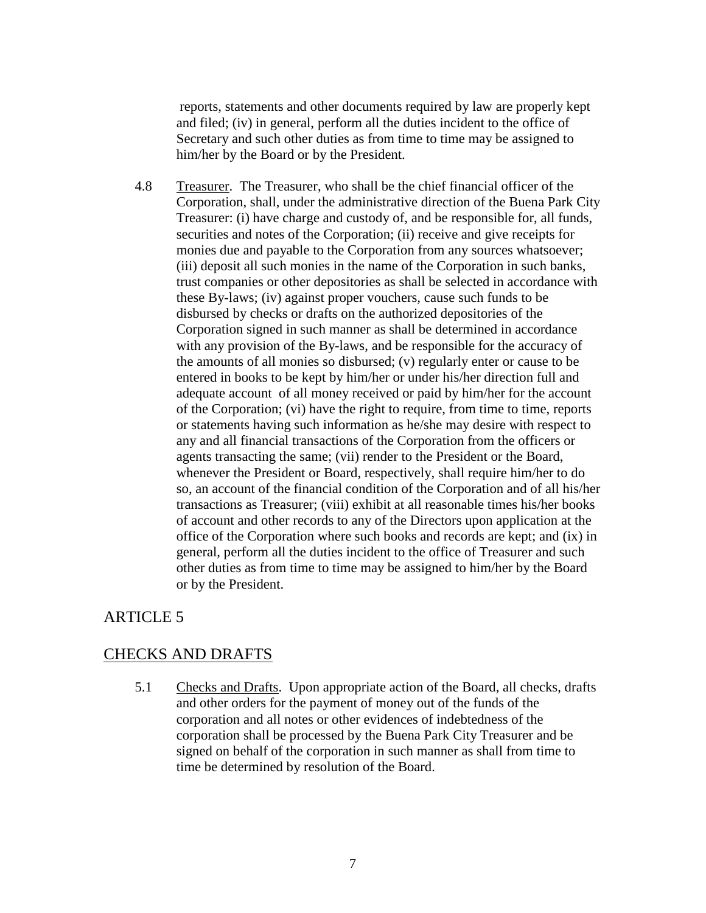reports, statements and other documents required by law are properly kept and filed; (iv) in general, perform all the duties incident to the office of Secretary and such other duties as from time to time may be assigned to him/her by the Board or by the President.

4.8 Treasurer. The Treasurer, who shall be the chief financial officer of the Corporation, shall, under the administrative direction of the Buena Park City Treasurer: (i) have charge and custody of, and be responsible for, all funds, securities and notes of the Corporation; (ii) receive and give receipts for monies due and payable to the Corporation from any sources whatsoever; (iii) deposit all such monies in the name of the Corporation in such banks, trust companies or other depositories as shall be selected in accordance with these By-laws; (iv) against proper vouchers, cause such funds to be disbursed by checks or drafts on the authorized depositories of the Corporation signed in such manner as shall be determined in accordance with any provision of the By-laws, and be responsible for the accuracy of the amounts of all monies so disbursed; (v) regularly enter or cause to be entered in books to be kept by him/her or under his/her direction full and adequate account of all money received or paid by him/her for the account of the Corporation; (vi) have the right to require, from time to time, reports or statements having such information as he/she may desire with respect to any and all financial transactions of the Corporation from the officers or agents transacting the same; (vii) render to the President or the Board, whenever the President or Board, respectively, shall require him/her to do so, an account of the financial condition of the Corporation and of all his/her transactions as Treasurer; (viii) exhibit at all reasonable times his/her books of account and other records to any of the Directors upon application at the office of the Corporation where such books and records are kept; and (ix) in general, perform all the duties incident to the office of Treasurer and such other duties as from time to time may be assigned to him/her by the Board or by the President.

## ARTICLE 5

## CHECKS AND DRAFTS

5.1 Checks and Drafts. Upon appropriate action of the Board, all checks, drafts and other orders for the payment of money out of the funds of the corporation and all notes or other evidences of indebtedness of the corporation shall be processed by the Buena Park City Treasurer and be signed on behalf of the corporation in such manner as shall from time to time be determined by resolution of the Board.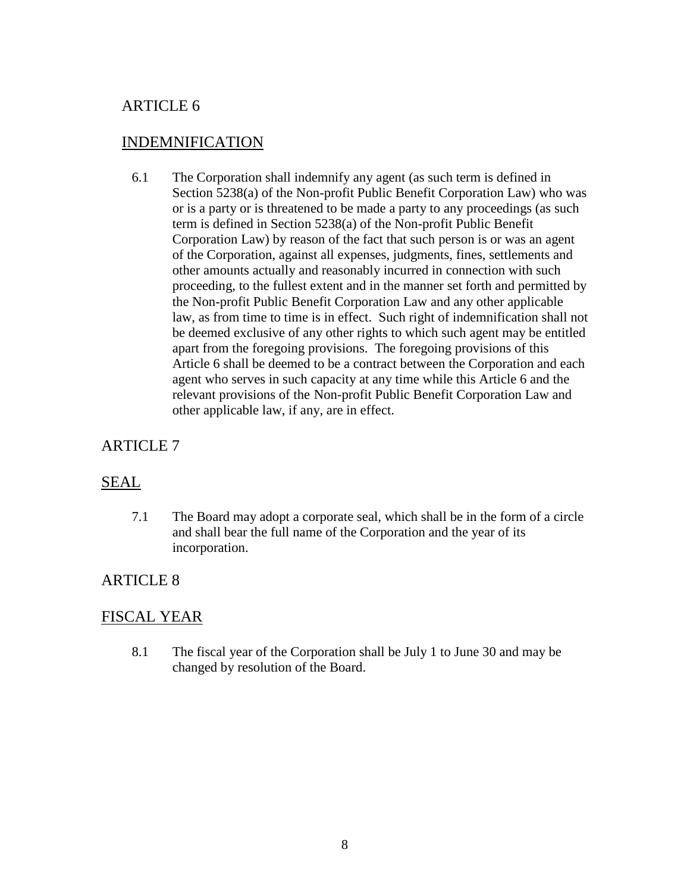## ARTICLE 6

## INDEMNIFICATION

6.1 The Corporation shall indemnify any agent (as such term is defined in Section 5238(a) of the Non-profit Public Benefit Corporation Law) who was or is a party or is threatened to be made a party to any proceedings (as such term is defined in Section 5238(a) of the Non-profit Public Benefit Corporation Law) by reason of the fact that such person is or was an agent of the Corporation, against all expenses, judgments, fines, settlements and other amounts actually and reasonably incurred in connection with such proceeding, to the fullest extent and in the manner set forth and permitted by the Non-profit Public Benefit Corporation Law and any other applicable law, as from time to time is in effect. Such right of indemnification shall not be deemed exclusive of any other rights to which such agent may be entitled apart from the foregoing provisions. The foregoing provisions of this Article 6 shall be deemed to be a contract between the Corporation and each agent who serves in such capacity at any time while this Article 6 and the relevant provisions of the Non-profit Public Benefit Corporation Law and other applicable law, if any, are in effect.

## ARTICLE 7

## SEAL

7.1 The Board may adopt a corporate seal, which shall be in the form of a circle and shall bear the full name of the Corporation and the year of its incorporation.

## ARTICLE 8

## FISCAL YEAR

8.1 The fiscal year of the Corporation shall be July 1 to June 30 and may be changed by resolution of the Board.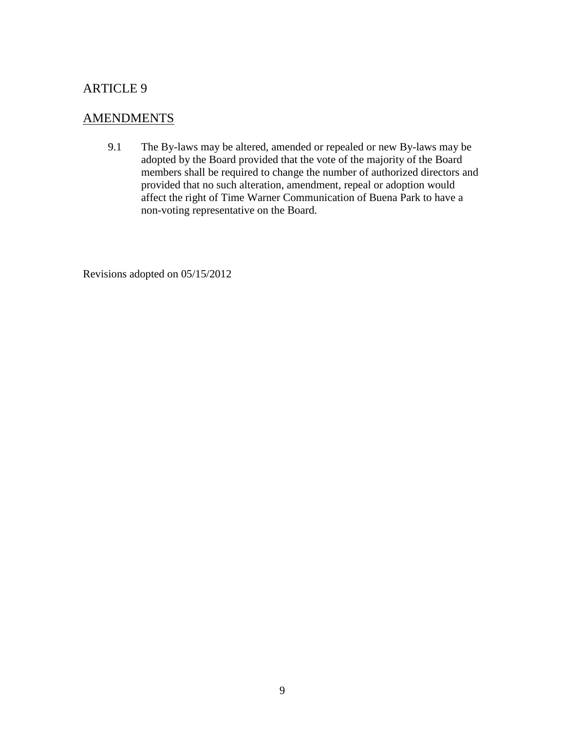# ARTICLE 9

## AMENDMENTS

9.1 The By-laws may be altered, amended or repealed or new By-laws may be adopted by the Board provided that the vote of the majority of the Board members shall be required to change the number of authorized directors and provided that no such alteration, amendment, repeal or adoption would affect the right of Time Warner Communication of Buena Park to have a non-voting representative on the Board.

Revisions adopted on 05/15/2012